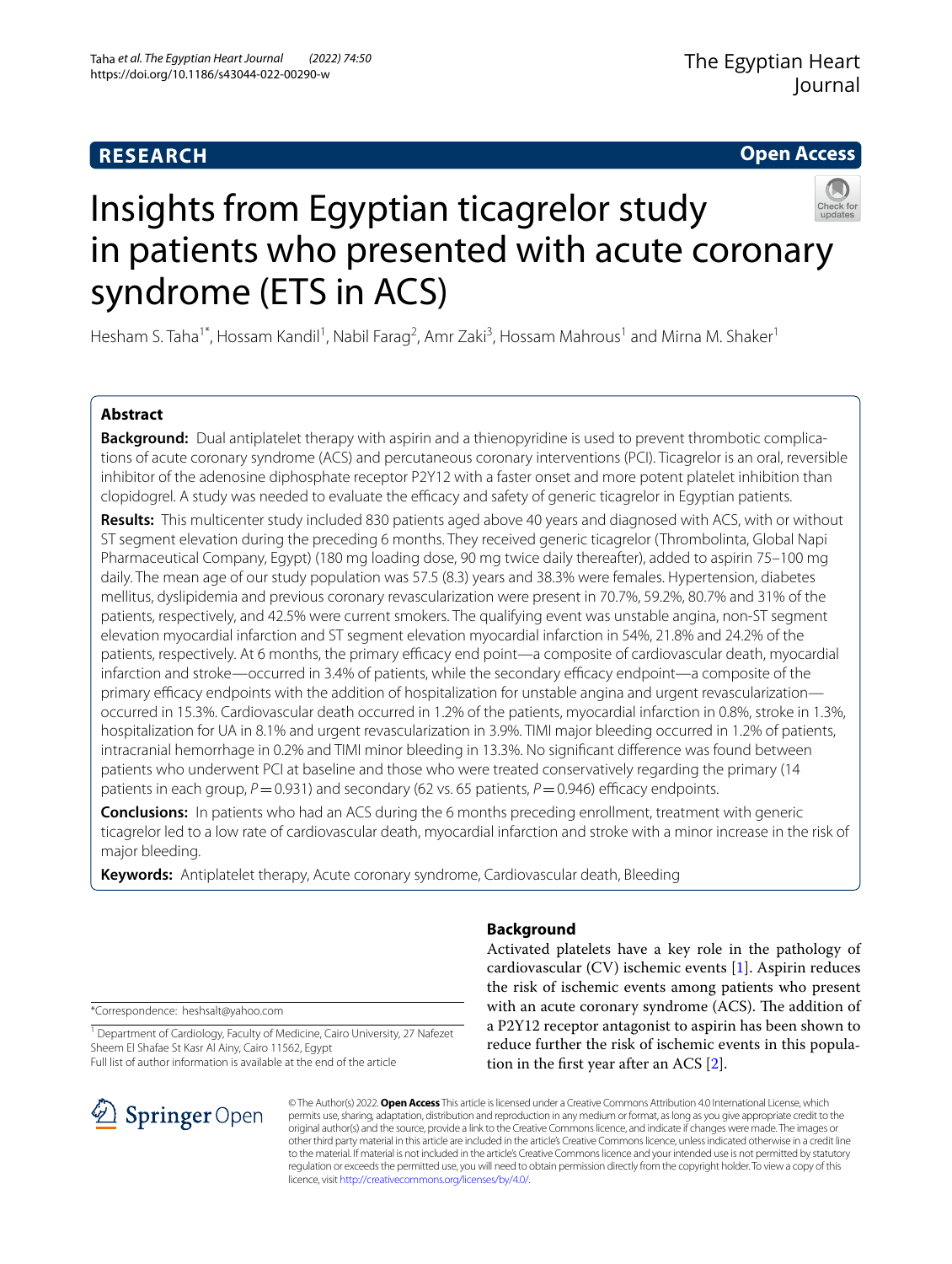RESEARCH

Open Access

# Insights from Egyptian ticagrelor study in patients who presented with acute coronary syndrome (ETS in ACS)

Hesham S. Taha[1*], Hossam Kandil[1], Nabil Farag[2], Amr Zaki[3], Hossam Mahrous[1] and Mirna M. Shaker[1]

## Abstract

**Background:** Dual antiplatelet therapy with aspirin and a thienopyridine is used to prevent thrombotic complications of acute coronary syndrome (ACS) and percutaneous coronary interventions (PCI). Ticagrelor is an oral, reversible inhibitor of the adenosine diphosphate receptor P2Y12 with a faster onset and more potent platelet inhibition than clopidogrel. A study was needed to evaluate the efficacy and safety of generic ticagrelor in Egyptian patients.

**Results:** This multicenter study included 830 patients aged above 40 years and diagnosed with ACS, with or without ST segment elevation during the preceding 6 months. They received generic ticagrelor (Thrombolinta, Global Napi Pharmaceutical Company, Egypt) (180 mg loading dose, 90 mg twice daily thereafter), added to aspirin 75–100 mg daily. The mean age of our study population was 57.5 (8.3) years and 38.3% were females. Hypertension, diabetes mellitus, dyslipidemia and previous coronary revascularization were present in 70.7%, 59.2%, 80.7% and 31% of the patients, respectively, and 42.5% were current smokers. The qualifying event was unstable angina, non-ST segment elevation myocardial infarction and ST segment elevation myocardial infarction in 54%, 21.8% and 24.2% of the patients, respectively. At 6 months, the primary efficacy end point—a composite of cardiovascular death, myocardial infarction and stroke—occurred in 3.4% of patients, while the secondary efficacy endpoint—a composite of the primary efficacy endpoints with the addition of hospitalization for unstable angina and urgent revascularization—occurred in 15.3%. Cardiovascular death occurred in 1.2% of the patients, myocardial infarction in 0.8%, stroke in 1.3%, hospitalization for UA in 8.1% and urgent revascularization in 3.9%. TIMI major bleeding occurred in 1.2% of patients, intracranial hemorrhage in 0.2% and TIMI minor bleeding in 13.3%. No significant difference was found between patients who underwent PCI at baseline and those who were treated conservatively regarding the primary (14 patients in each group, $P=0.931$) and secondary (62 vs. 65 patients, $P=0.946$) efficacy endpoints.

**Conclusions:** In patients who had an ACS during the 6 months preceding enrollment, treatment with generic ticagrelor led to a low rate of cardiovascular death, myocardial infarction and stroke with a minor increase in the risk of major bleeding.

**Keywords:** Antiplatelet therapy, Acute coronary syndrome, Cardiovascular death, Bleeding

*Correspondence: heshsalt@yahoo.com

[1] Department of Cardiology, Faculty of Medicine, Cairo University, 27 Nafezet Sheem El Shafae St Kasr Al Ainy, Cairo 11562, Egypt
Full list of author information is available at the end of the article

## Background

Activated platelets have a key role in the pathology of cardiovascular (CV) ischemic events [1]. Aspirin reduces the risk of ischemic events among patients who present with an acute coronary syndrome (ACS). The addition of a P2Y12 receptor antagonist to aspirin has been shown to reduce further the risk of ischemic events in this population in the first year after an ACS [2].

© The Author(s) 2022. **Open Access** This article is licensed under a Creative Commons Attribution 4.0 International License, which permits use, sharing, adaptation, distribution and reproduction in any medium or format, as long as you give appropriate credit to the original author(s) and the source, provide a link to the Creative Commons licence, and indicate if changes were made. The images or other third party material in this article are included in the article's Creative Commons licence, unless indicated otherwise in a credit line to the material. If material is not included in the article's Creative Commons licence and your intended use is not permitted by statutory regulation or exceeds the permitted use, you will need to obtain permission directly from the copyright holder. To view a copy of this licence, visit http://creativecommons.org/licenses/by/4.0/.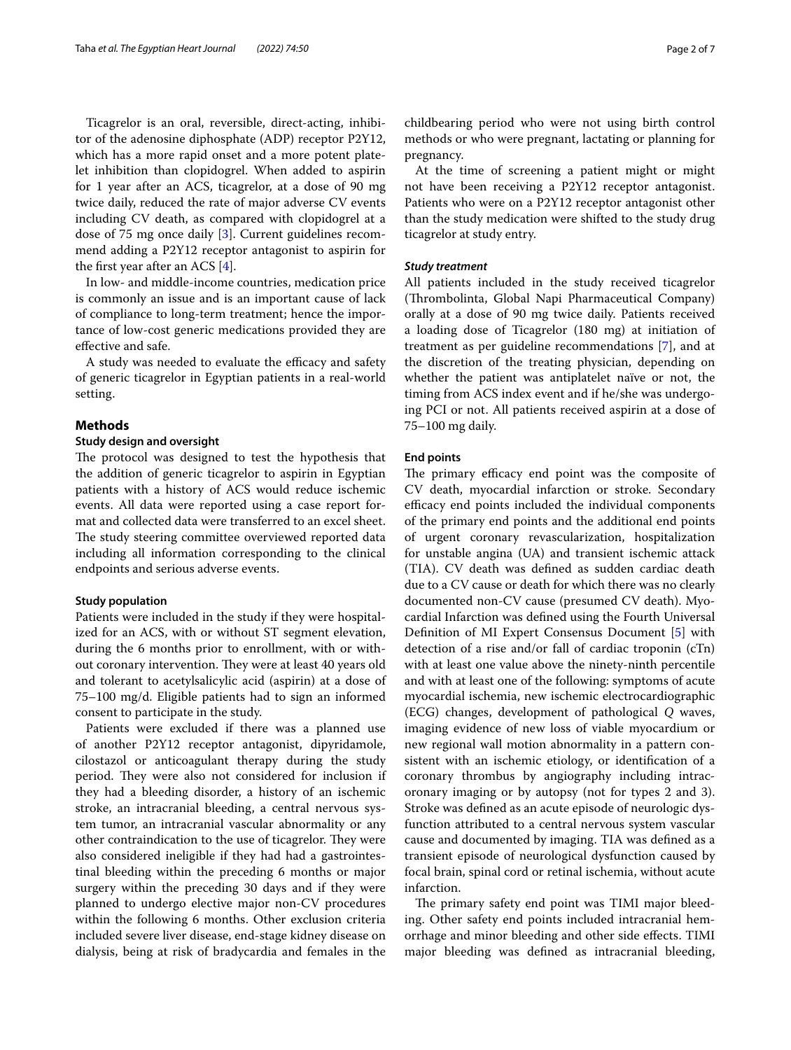Ticagrelor is an oral, reversible, direct-acting, inhibitor of the adenosine diphosphate (ADP) receptor P2Y12, which has a more rapid onset and a more potent platelet inhibition than clopidogrel. When added to aspirin for 1 year after an ACS, ticagrelor, at a dose of 90 mg twice daily, reduced the rate of major adverse CV events including CV death, as compared with clopidogrel at a dose of 75 mg once daily [3]. Current guidelines recommend adding a P2Y12 receptor antagonist to aspirin for the first year after an ACS [4].

In low- and middle-income countries, medication price is commonly an issue and is an important cause of lack of compliance to long-term treatment; hence the importance of low-cost generic medications provided they are effective and safe.

A study was needed to evaluate the efficacy and safety of generic ticagrelor in Egyptian patients in a real-world setting.

## Methods

### Study design and oversight

The protocol was designed to test the hypothesis that the addition of generic ticagrelor to aspirin in Egyptian patients with a history of ACS would reduce ischemic events. All data were reported using a case report format and collected data were transferred to an excel sheet. The study steering committee overviewed reported data including all information corresponding to the clinical endpoints and serious adverse events.

### Study population

Patients were included in the study if they were hospitalized for an ACS, with or without ST segment elevation, during the 6 months prior to enrollment, with or without coronary intervention. They were at least 40 years old and tolerant to acetylsalicylic acid (aspirin) at a dose of 75–100 mg/d. Eligible patients had to sign an informed consent to participate in the study.

Patients were excluded if there was a planned use of another P2Y12 receptor antagonist, dipyridamole, cilostazol or anticoagulant therapy during the study period. They were also not considered for inclusion if they had a bleeding disorder, a history of an ischemic stroke, an intracranial bleeding, a central nervous system tumor, an intracranial vascular abnormality or any other contraindication to the use of ticagrelor. They were also considered ineligible if they had had a gastrointestinal bleeding within the preceding 6 months or major surgery within the preceding 30 days and if they were planned to undergo elective major non-CV procedures within the following 6 months. Other exclusion criteria included severe liver disease, end-stage kidney disease on dialysis, being at risk of bradycardia and females in the childbearing period who were not using birth control methods or who were pregnant, lactating or planning for pregnancy.

At the time of screening a patient might or might not have been receiving a P2Y12 receptor antagonist. Patients who were on a P2Y12 receptor antagonist other than the study medication were shifted to the study drug ticagrelor at study entry.

#### *Study treatment*

All patients included in the study received ticagrelor (Thrombolinta, Global Napi Pharmaceutical Company) orally at a dose of 90 mg twice daily. Patients received a loading dose of Ticagrelor (180 mg) at initiation of treatment as per guideline recommendations [7], and at the discretion of the treating physician, depending on whether the patient was antiplatelet naïve or not, the timing from ACS index event and if he/she was undergoing PCI or not. All patients received aspirin at a dose of 75–100 mg daily.

### End points

The primary efficacy end point was the composite of CV death, myocardial infarction or stroke. Secondary efficacy end points included the individual components of the primary end points and the additional end points of urgent coronary revascularization, hospitalization for unstable angina (UA) and transient ischemic attack (TIA). CV death was defined as sudden cardiac death due to a CV cause or death for which there was no clearly documented non-CV cause (presumed CV death). Myocardial Infarction was defined using the Fourth Universal Definition of MI Expert Consensus Document [5] with detection of a rise and/or fall of cardiac troponin (cTn) with at least one value above the ninety-ninth percentile and with at least one of the following: symptoms of acute myocardial ischemia, new ischemic electrocardiographic (ECG) changes, development of pathological *Q* waves, imaging evidence of new loss of viable myocardium or new regional wall motion abnormality in a pattern consistent with an ischemic etiology, or identification of a coronary thrombus by angiography including intracoronary imaging or by autopsy (not for types 2 and 3). Stroke was defined as an acute episode of neurologic dysfunction attributed to a central nervous system vascular cause and documented by imaging. TIA was defined as a transient episode of neurological dysfunction caused by focal brain, spinal cord or retinal ischemia, without acute infarction.

The primary safety end point was TIMI major bleeding. Other safety end points included intracranial hemorrhage and minor bleeding and other side effects. TIMI major bleeding was defined as intracranial bleeding,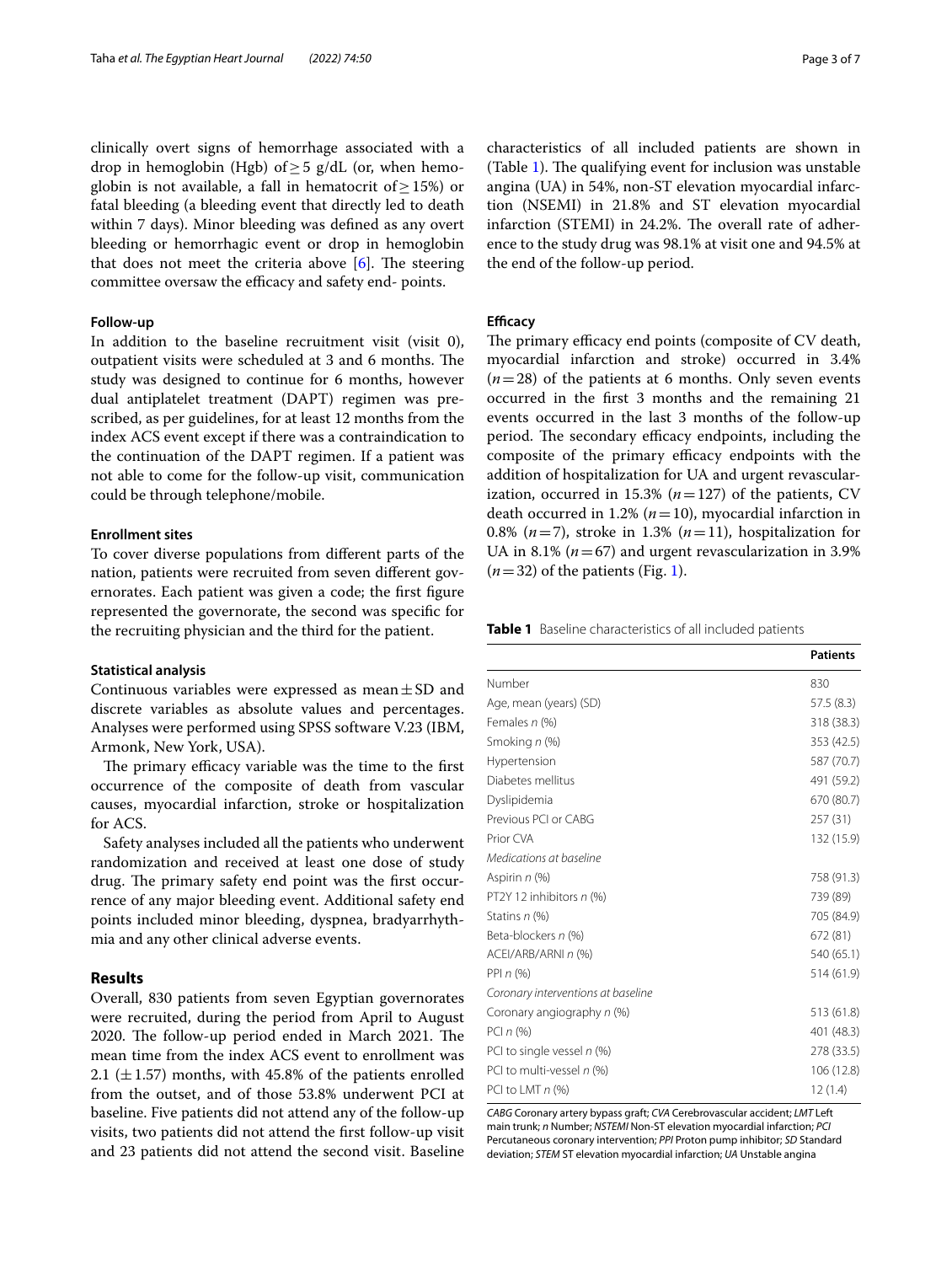clinically overt signs of hemorrhage associated with a drop in hemoglobin (Hgb) of $\geq 5$ g/dL (or, when hemoglobin is not available, a fall in hematocrit of $\geq 15\%$) or fatal bleeding (a bleeding event that directly led to death within 7 days). Minor bleeding was defined as any overt bleeding or hemorrhagic event or drop in hemoglobin that does not meet the criteria above [6]. The steering committee oversaw the efficacy and safety end- points.

### Follow-up

In addition to the baseline recruitment visit (visit 0), outpatient visits were scheduled at 3 and 6 months. The study was designed to continue for 6 months, however dual antiplatelet treatment (DAPT) regimen was prescribed, as per guidelines, for at least 12 months from the index ACS event except if there was a contraindication to the continuation of the DAPT regimen. If a patient was not able to come for the follow-up visit, communication could be through telephone/mobile.

### Enrollment sites

To cover diverse populations from different parts of the nation, patients were recruited from seven different governorates. Each patient was given a code; the first figure represented the governorate, the second was specific for the recruiting physician and the third for the patient.

### Statistical analysis

Continuous variables were expressed as mean ± SD and discrete variables as absolute values and percentages. Analyses were performed using SPSS software V.23 (IBM, Armonk, New York, USA).

The primary efficacy variable was the time to the first occurrence of the composite of death from vascular causes, myocardial infarction, stroke or hospitalization for ACS.

Safety analyses included all the patients who underwent randomization and received at least one dose of study drug. The primary safety end point was the first occurrence of any major bleeding event. Additional safety end points included minor bleeding, dyspnea, bradyarrhythmia and any other clinical adverse events.

## Results

Overall, 830 patients from seven Egyptian governorates were recruited, during the period from April to August 2020. The follow-up period ended in March 2021. The mean time from the index ACS event to enrollment was 2.1 (±1.57) months, with 45.8% of the patients enrolled from the outset, and of those 53.8% underwent PCI at baseline. Five patients did not attend any of the follow-up visits, two patients did not attend the first follow-up visit and 23 patients did not attend the second visit. Baseline characteristics of all included patients are shown in (Table 1). The qualifying event for inclusion was unstable angina (UA) in 54%, non-ST elevation myocardial infarction (NSEMI) in 21.8% and ST elevation myocardial infarction (STEMI) in 24.2%. The overall rate of adherence to the study drug was 98.1% at visit one and 94.5% at the end of the follow-up period.

### Efficacy

The primary efficacy end points (composite of CV death, myocardial infarction and stroke) occurred in 3.4% ($n = 28$) of the patients at 6 months. Only seven events occurred in the first 3 months and the remaining 21 events occurred in the last 3 months of the follow-up period. The secondary efficacy endpoints, including the composite of the primary efficacy endpoints with the addition of hospitalization for UA and urgent revascularization, occurred in 15.3% ($n = 127$) of the patients, CV death occurred in 1.2% ($n = 10$), myocardial infarction in 0.8% ($n = 7$), stroke in 1.3% ($n = 11$), hospitalization for UA in 8.1% ($n = 67$) and urgent revascularization in 3.9% ($n = 32$) of the patients (Fig. 1).

**Table 1** Baseline characteristics of all included patients

| | Patients |
|---|---|
| Number | 830 |
| Age, mean (years) (SD) | 57.5 (8.3) |
| Females *n* (%) | 318 (38.3) |
| Smoking *n* (%) | 353 (42.5) |
| Hypertension | 587 (70.7) |
| Diabetes mellitus | 491 (59.2) |
| Dyslipidemia | 670 (80.7) |
| Previous PCI or CABG | 257 (31) |
| Prior CVA | 132 (15.9) |
| *Medications at baseline* | |
| Aspirin *n* (%) | 758 (91.3) |
| PT2Y 12 inhibitors *n* (%) | 739 (89) |
| Statins *n* (%) | 705 (84.9) |
| Beta-blockers *n* (%) | 672 (81) |
| ACEI/ARB/ARNI *n* (%) | 540 (65.1) |
| PPI *n* (%) | 514 (61.9) |
| *Coronary interventions at baseline* | |
| Coronary angiography *n* (%) | 513 (61.8) |
| PCI *n* (%) | 401 (48.3) |
| PCI to single vessel *n* (%) | 278 (33.5) |
| PCI to multi-vessel *n* (%) | 106 (12.8) |
| PCI to LMT *n* (%) | 12 (1.4) |

*CABG* Coronary artery bypass graft; *CVA* Cerebrovascular accident; *LMT* Left main trunk; *n* Number; *NSTEMI* Non-ST elevation myocardial infarction; *PCI* Percutaneous coronary intervention; *PPI* Proton pump inhibitor; *SD* Standard deviation; *STEM* ST elevation myocardial infarction; *UA* Unstable angina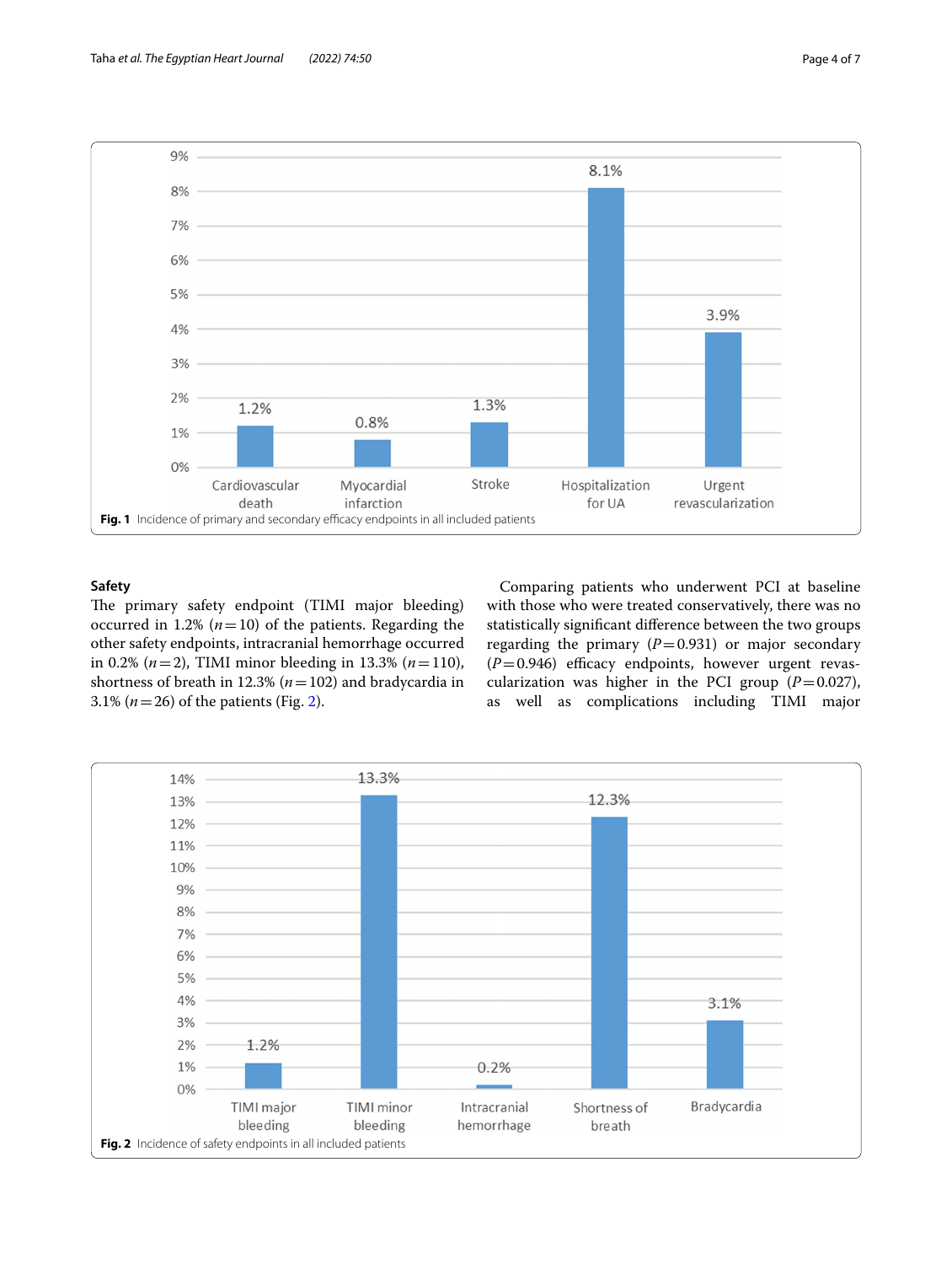Fig. 1 Incidence of primary and secondary efficacy endpoints in all included patients

### Safety

The primary safety endpoint (TIMI major bleeding) occurred in 1.2% ($n=10$) of the patients. Regarding the other safety endpoints, intracranial hemorrhage occurred in 0.2% ($n=2$), TIMI minor bleeding in 13.3% ($n=110$), shortness of breath in 12.3% ($n=102$) and bradycardia in 3.1% ($n=26$) of the patients (Fig. 2).

Comparing patients who underwent PCI at baseline with those who were treated conservatively, there was no statistically significant difference between the two groups regarding the primary ($P=0.931$) or major secondary ($P=0.946$) efficacy endpoints, however urgent revascularization was higher in the PCI group ($P=0.027$), as well as complications including TIMI major

Fig. 2 Incidence of safety endpoints in all included patients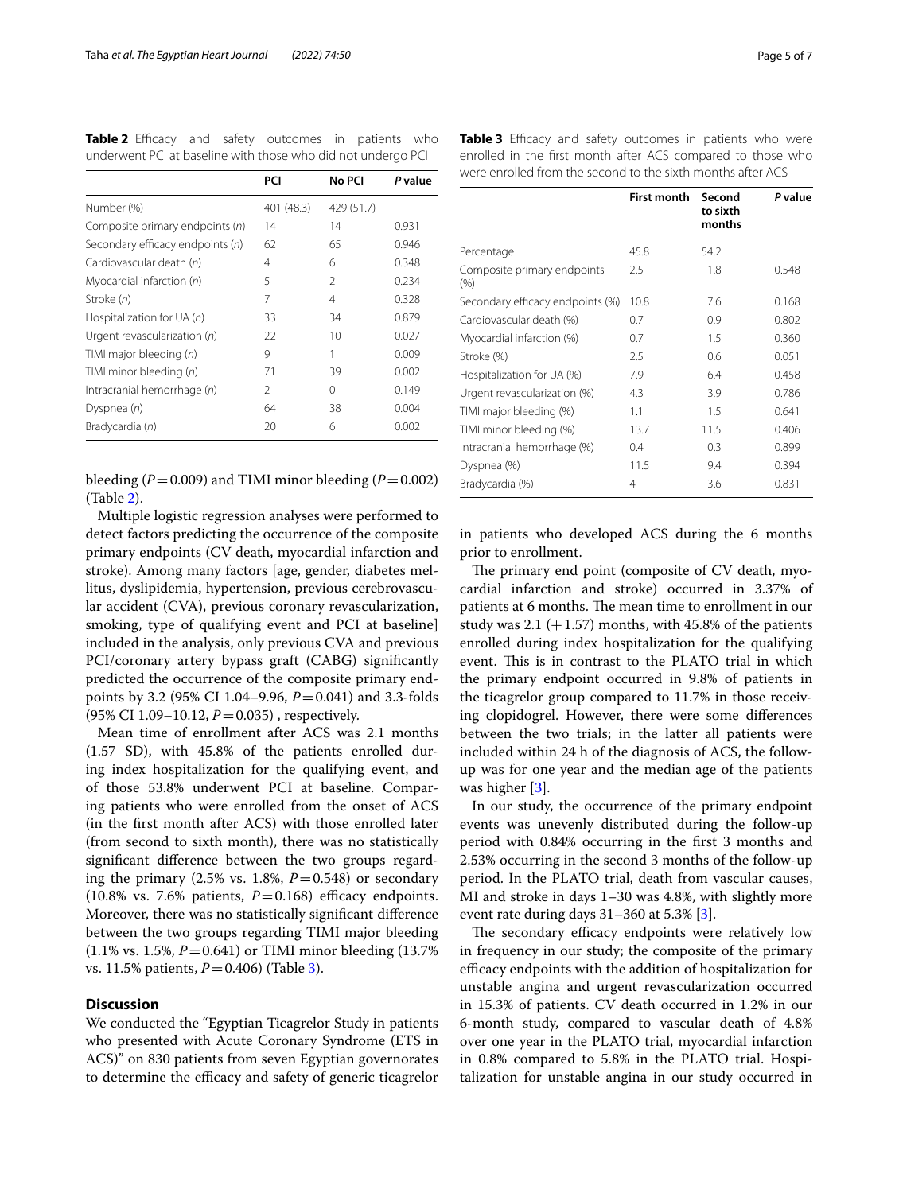**Table 2** Efficacy and safety outcomes in patients who underwent PCI at baseline with those who did not undergo PCI

| | PCI | No PCI | *P* value |
|---|---|---|---|
| Number (%) | 401 (48.3) | 429 (51.7) | |
| Composite primary endpoints (*n*) | 14 | 14 | 0.931 |
| Secondary efficacy endpoints (*n*) | 62 | 65 | 0.946 |
| Cardiovascular death (*n*) | 4 | 6 | 0.348 |
| Myocardial infarction (*n*) | 5 | 2 | 0.234 |
| Stroke (*n*) | 7 | 4 | 0.328 |
| Hospitalization for UA (*n*) | 33 | 34 | 0.879 |
| Urgent revascularization (*n*) | 22 | 10 | 0.027 |
| TIMI major bleeding (*n*) | 9 | 1 | 0.009 |
| TIMI minor bleeding (*n*) | 71 | 39 | 0.002 |
| Intracranial hemorrhage (*n*) | 2 | 0 | 0.149 |
| Dyspnea (*n*) | 64 | 38 | 0.004 |
| Bradycardia (*n*) | 20 | 6 | 0.002 |

bleeding ($P=0.009$) and TIMI minor bleeding ($P=0.002$) (Table 2).

Multiple logistic regression analyses were performed to detect factors predicting the occurrence of the composite primary endpoints (CV death, myocardial infarction and stroke). Among many factors [age, gender, diabetes mellitus, dyslipidemia, hypertension, previous cerebrovascular accident (CVA), previous coronary revascularization, smoking, type of qualifying event and PCI at baseline] included in the analysis, only previous CVA and previous PCI/coronary artery bypass graft (CABG) significantly predicted the occurrence of the composite primary endpoints by 3.2 (95% CI 1.04–9.96, $P=0.041$) and 3.3-folds (95% CI 1.09–10.12, $P=0.035$) , respectively.

Mean time of enrollment after ACS was 2.1 months (1.57 SD), with 45.8% of the patients enrolled during index hospitalization for the qualifying event, and of those 53.8% underwent PCI at baseline. Comparing patients who were enrolled from the onset of ACS (in the first month after ACS) with those enrolled later (from second to sixth month), there was no statistically significant difference between the two groups regarding the primary (2.5% vs. 1.8%, $P=0.548$) or secondary (10.8% vs. 7.6% patients, $P=0.168$) efficacy endpoints. Moreover, there was no statistically significant difference between the two groups regarding TIMI major bleeding (1.1% vs. 1.5%, $P=0.641$) or TIMI minor bleeding (13.7% vs. 11.5% patients, $P=0.406$) (Table 3).

**Table 3** Efficacy and safety outcomes in patients who were enrolled in the first month after ACS compared to those who were enrolled from the second to the sixth months after ACS

| | First month | Second to sixth months | *P* value |
|---|---|---|---|
| Percentage | 45.8 | 54.2 | |
| Composite primary endpoints (%) | 2.5 | 1.8 | 0.548 |
| Secondary efficacy endpoints (%) | 10.8 | 7.6 | 0.168 |
| Cardiovascular death (%) | 0.7 | 0.9 | 0.802 |
| Myocardial infarction (%) | 0.7 | 1.5 | 0.360 |
| Stroke (%) | 2.5 | 0.6 | 0.051 |
| Hospitalization for UA (%) | 7.9 | 6.4 | 0.458 |
| Urgent revascularization (%) | 4.3 | 3.9 | 0.786 |
| TIMI major bleeding (%) | 1.1 | 1.5 | 0.641 |
| TIMI minor bleeding (%) | 13.7 | 11.5 | 0.406 |
| Intracranial hemorrhage (%) | 0.4 | 0.3 | 0.899 |
| Dyspnea (%) | 11.5 | 9.4 | 0.394 |
| Bradycardia (%) | 4 | 3.6 | 0.831 |

## Discussion

We conducted the "Egyptian Ticagrelor Study in patients who presented with Acute Coronary Syndrome (ETS in ACS)" on 830 patients from seven Egyptian governorates to determine the efficacy and safety of generic ticagrelor in patients who developed ACS during the 6 months prior to enrollment.

The primary end point (composite of CV death, myocardial infarction and stroke) occurred in 3.37% of patients at 6 months. The mean time to enrollment in our study was 2.1 (+1.57) months, with 45.8% of the patients enrolled during index hospitalization for the qualifying event. This is in contrast to the PLATO trial in which the primary endpoint occurred in 9.8% of patients in the ticagrelor group compared to 11.7% in those receiving clopidogrel. However, there were some differences between the two trials; in the latter all patients were included within 24 h of the diagnosis of ACS, the follow-up was for one year and the median age of the patients was higher [3].

In our study, the occurrence of the primary endpoint events was unevenly distributed during the follow-up period with 0.84% occurring in the first 3 months and 2.53% occurring in the second 3 months of the follow-up period. In the PLATO trial, death from vascular causes, MI and stroke in days 1–30 was 4.8%, with slightly more event rate during days 31–360 at 5.3% [3].

The secondary efficacy endpoints were relatively low in frequency in our study; the composite of the primary efficacy endpoints with the addition of hospitalization for unstable angina and urgent revascularization occurred in 15.3% of patients. CV death occurred in 1.2% in our 6-month study, compared to vascular death of 4.8% over one year in the PLATO trial, myocardial infarction in 0.8% compared to 5.8% in the PLATO trial. Hospitalization for unstable angina in our study occurred in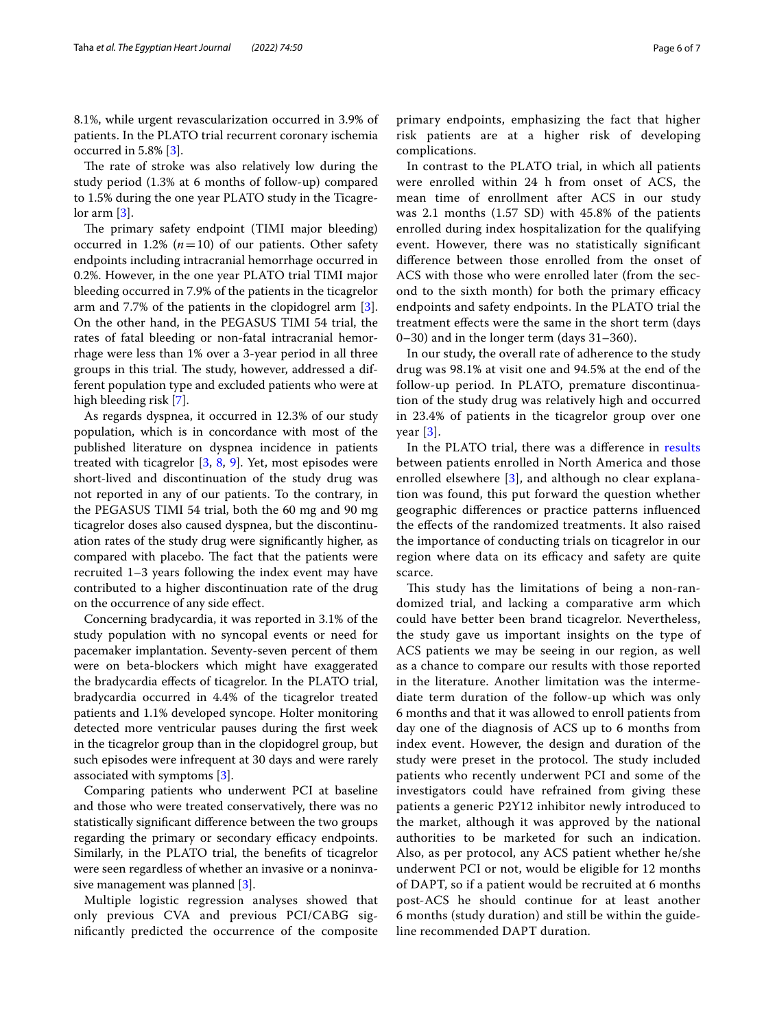8.1%, while urgent revascularization occurred in 3.9% of patients. In the PLATO trial recurrent coronary ischemia occurred in 5.8% [3].

The rate of stroke was also relatively low during the study period (1.3% at 6 months of follow-up) compared to 1.5% during the one year PLATO study in the Ticagrelor arm [3].

The primary safety endpoint (TIMI major bleeding) occurred in 1.2% ($n=10$) of our patients. Other safety endpoints including intracranial hemorrhage occurred in 0.2%. However, in the one year PLATO trial TIMI major bleeding occurred in 7.9% of the patients in the ticagrelor arm and 7.7% of the patients in the clopidogrel arm [3]. On the other hand, in the PEGASUS TIMI 54 trial, the rates of fatal bleeding or non-fatal intracranial hemorrhage were less than 1% over a 3-year period in all three groups in this trial. The study, however, addressed a different population type and excluded patients who were at high bleeding risk [7].

As regards dyspnea, it occurred in 12.3% of our study population, which is in concordance with most of the published literature on dyspnea incidence in patients treated with ticagrelor [3, 8, 9]. Yet, most episodes were short-lived and discontinuation of the study drug was not reported in any of our patients. To the contrary, in the PEGASUS TIMI 54 trial, both the 60 mg and 90 mg ticagrelor doses also caused dyspnea, but the discontinuation rates of the study drug were significantly higher, as compared with placebo. The fact that the patients were recruited 1–3 years following the index event may have contributed to a higher discontinuation rate of the drug on the occurrence of any side effect.

Concerning bradycardia, it was reported in 3.1% of the study population with no syncopal events or need for pacemaker implantation. Seventy-seven percent of them were on beta-blockers which might have exaggerated the bradycardia effects of ticagrelor. In the PLATO trial, bradycardia occurred in 4.4% of the ticagrelor treated patients and 1.1% developed syncope. Holter monitoring detected more ventricular pauses during the first week in the ticagrelor group than in the clopidogrel group, but such episodes were infrequent at 30 days and were rarely associated with symptoms [3].

Comparing patients who underwent PCI at baseline and those who were treated conservatively, there was no statistically significant difference between the two groups regarding the primary or secondary efficacy endpoints. Similarly, in the PLATO trial, the benefits of ticagrelor were seen regardless of whether an invasive or a noninvasive management was planned [3].

Multiple logistic regression analyses showed that only previous CVA and previous PCI/CABG significantly predicted the occurrence of the composite primary endpoints, emphasizing the fact that higher risk patients are at a higher risk of developing complications.

In contrast to the PLATO trial, in which all patients were enrolled within 24 h from onset of ACS, the mean time of enrollment after ACS in our study was 2.1 months (1.57 SD) with 45.8% of the patients enrolled during index hospitalization for the qualifying event. However, there was no statistically significant difference between those enrolled from the onset of ACS with those who were enrolled later (from the second to the sixth month) for both the primary efficacy endpoints and safety endpoints. In the PLATO trial the treatment effects were the same in the short term (days 0–30) and in the longer term (days 31–360).

In our study, the overall rate of adherence to the study drug was 98.1% at visit one and 94.5% at the end of the follow-up period. In PLATO, premature discontinuation of the study drug was relatively high and occurred in 23.4% of patients in the ticagrelor group over one year [3].

In the PLATO trial, there was a difference in results between patients enrolled in North America and those enrolled elsewhere [3], and although no clear explanation was found, this put forward the question whether geographic differences or practice patterns influenced the effects of the randomized treatments. It also raised the importance of conducting trials on ticagrelor in our region where data on its efficacy and safety are quite scarce.

This study has the limitations of being a non-randomized trial, and lacking a comparative arm which could have better been brand ticagrelor. Nevertheless, the study gave us important insights on the type of ACS patients we may be seeing in our region, as well as a chance to compare our results with those reported in the literature. Another limitation was the intermediate term duration of the follow-up which was only 6 months and that it was allowed to enroll patients from day one of the diagnosis of ACS up to 6 months from index event. However, the design and duration of the study were preset in the protocol. The study included patients who recently underwent PCI and some of the investigators could have refrained from giving these patients a generic P2Y12 inhibitor newly introduced to the market, although it was approved by the national authorities to be marketed for such an indication. Also, as per protocol, any ACS patient whether he/she underwent PCI or not, would be eligible for 12 months of DAPT, so if a patient would be recruited at 6 months post-ACS he should continue for at least another 6 months (study duration) and still be within the guideline recommended DAPT duration.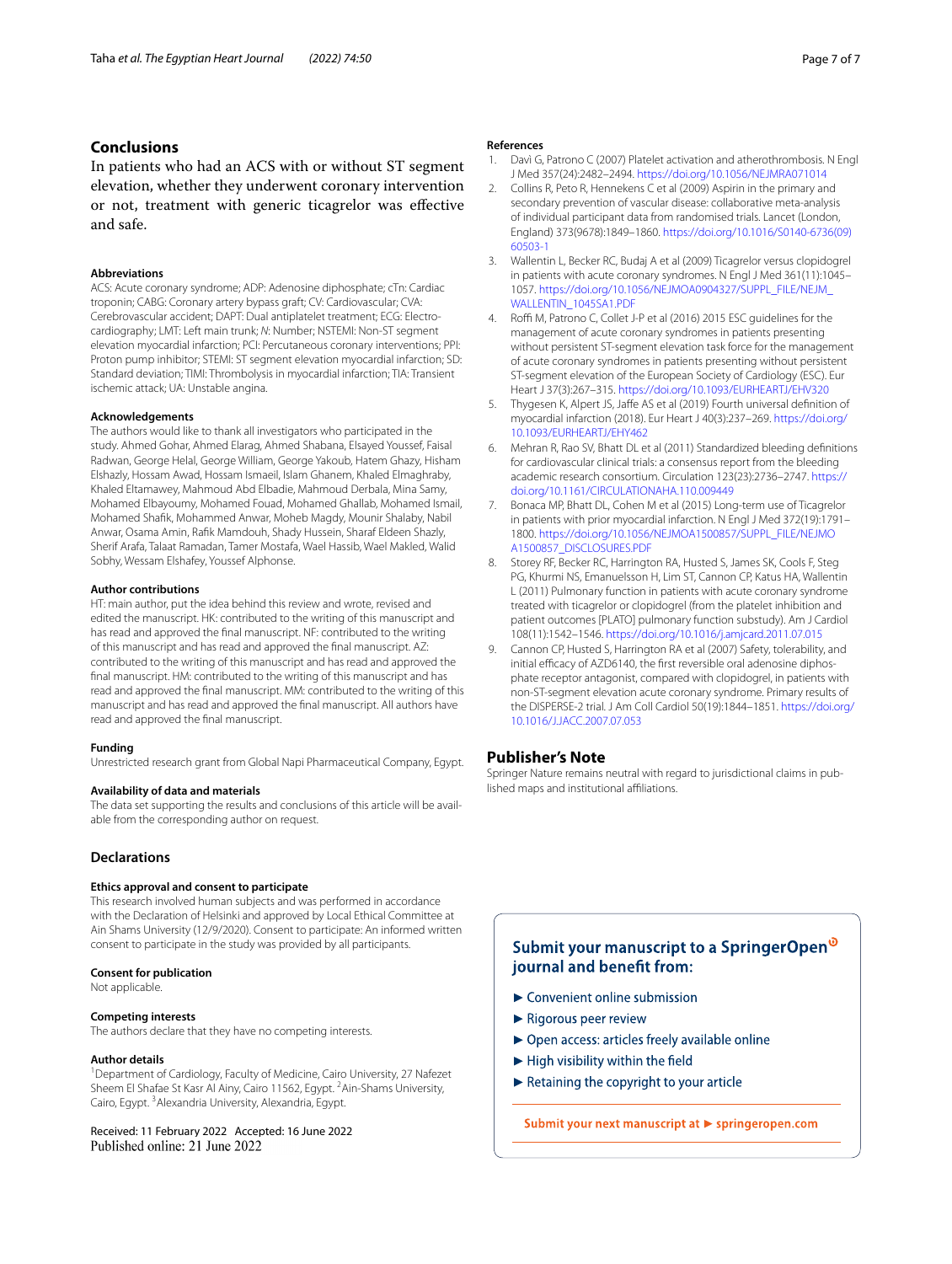## Conclusions

In patients who had an ACS with or without ST segment elevation, whether they underwent coronary intervention or not, treatment with generic ticagrelor was effective and safe.

#### Abbreviations

ACS: Acute coronary syndrome; ADP: Adenosine diphosphate; cTn: Cardiac troponin; CABG: Coronary artery bypass graft; CV: Cardiovascular; CVA: Cerebrovascular accident; DAPT: Dual antiplatelet treatment; ECG: Electrocardiography; LMT: Left main trunk; *N*: Number; NSTEMI: Non-ST segment elevation myocardial infarction; PCI: Percutaneous coronary interventions; PPI: Proton pump inhibitor; STEMI: ST segment elevation myocardial infarction; SD: Standard deviation; TIMI: Thrombolysis in myocardial infarction; TIA: Transient ischemic attack; UA: Unstable angina.

#### Acknowledgements

The authors would like to thank all investigators who participated in the study. Ahmed Gohar, Ahmed Elarag, Ahmed Shabana, Elsayed Youssef, Faisal Radwan, George Helal, George William, George Yakoub, Hatem Ghazy, Hisham Elshazly, Hossam Awad, Hossam Ismaeil, Islam Ghanem, Khaled Elmaghraby, Khaled Eltamawey, Mahmoud Abd Elbadie, Mahmoud Derbala, Mina Samy, Mohamed Elbayoumy, Mohamed Fouad, Mohamed Ghallab, Mohamed Ismail, Mohamed Shafik, Mohammed Anwar, Moheb Magdy, Mounir Shalaby, Nabil Anwar, Osama Amin, Rafik Mamdouh, Shady Hussein, Sharaf Eldeen Shazly, Sherif Arafa, Talaat Ramadan, Tamer Mostafa, Wael Hassib, Wael Makled, Walid Sobhy, Wessam Elshafey, Youssef Alphonse.

#### Author contributions

HT: main author, put the idea behind this review and wrote, revised and edited the manuscript. HK: contributed to the writing of this manuscript and has read and approved the final manuscript. NF: contributed to the writing of this manuscript and has read and approved the final manuscript. AZ: contributed to the writing of this manuscript and has read and approved the final manuscript. HM: contributed to the writing of this manuscript and has read and approved the final manuscript. MM: contributed to the writing of this manuscript and has read and approved the final manuscript. All authors have read and approved the final manuscript.

#### Funding

Unrestricted research grant from Global Napi Pharmaceutical Company, Egypt.

#### Availability of data and materials

The data set supporting the results and conclusions of this article will be available from the corresponding author on request.

### Declarations

#### Ethics approval and consent to participate

This research involved human subjects and was performed in accordance with the Declaration of Helsinki and approved by Local Ethical Committee at Ain Shams University (12/9/2020). Consent to participate: An informed written consent to participate in the study was provided by all participants.

#### Consent for publication

Not applicable.

#### Competing interests

The authors declare that they have no competing interests.

#### Author details

[1]Department of Cardiology, Faculty of Medicine, Cairo University, 27 Nafezet Sheem El Shafae St Kasr Al Ainy, Cairo 11562, Egypt. [2]Ain-Shams University, Cairo, Egypt. [3]Alexandria University, Alexandria, Egypt.

Received: 11 February 2022 Accepted: 16 June 2022
Published online: 21 June 2022

#### References

1. Davì G, Patrono C (2007) Platelet activation and atherothrombosis. N Engl J Med 357(24):2482–2494. https://doi.org/10.1056/NEJMRA071014
2. Collins R, Peto R, Hennekens C et al (2009) Aspirin in the primary and secondary prevention of vascular disease: collaborative meta-analysis of individual participant data from randomised trials. Lancet (London, England) 373(9678):1849–1860. https://doi.org/10.1016/S0140-6736(09)60503-1
3. Wallentin L, Becker RC, Budaj A et al (2009) Ticagrelor versus clopidogrel in patients with acute coronary syndromes. N Engl J Med 361(11):1045–1057. https://doi.org/10.1056/NEJMOA0904327/SUPPL_FILE/NEJM_WALLENTIN_1045SA1.PDF
4. Roffi M, Patrono C, Collet J-P et al (2016) 2015 ESC guidelines for the management of acute coronary syndromes in patients presenting without persistent ST-segment elevation task force for the management of acute coronary syndromes in patients presenting without persistent ST-segment elevation of the European Society of Cardiology (ESC). Eur Heart J 37(3):267–315. https://doi.org/10.1093/EURHEARTJ/EHV320
5. Thygesen K, Alpert JS, Jaffe AS et al (2019) Fourth universal definition of myocardial infarction (2018). Eur Heart J 40(3):237–269. https://doi.org/10.1093/EURHEARTJ/EHY462
6. Mehran R, Rao SV, Bhatt DL et al (2011) Standardized bleeding definitions for cardiovascular clinical trials: a consensus report from the bleeding academic research consortium. Circulation 123(23):2736–2747. https://doi.org/10.1161/CIRCULATIONAHA.110.009449
7. Bonaca MP, Bhatt DL, Cohen M et al (2015) Long-term use of Ticagrelor in patients with prior myocardial infarction. N Engl J Med 372(19):1791–1800. https://doi.org/10.1056/NEJMOA1500857/SUPPL_FILE/NEJMOA1500857_DISCLOSURES.PDF
8. Storey RF, Becker RC, Harrington RA, Husted S, James SK, Cools F, Steg PG, Khurmi NS, Emanuelsson H, Lim ST, Cannon CP, Katus HA, Wallentin L (2011) Pulmonary function in patients with acute coronary syndrome treated with ticagrelor or clopidogrel (from the platelet inhibition and patient outcomes [PLATO] pulmonary function substudy). Am J Cardiol 108(11):1542–1546. https://doi.org/10.1016/j.amjcard.2011.07.015
9. Cannon CP, Husted S, Harrington RA et al (2007) Safety, tolerability, and initial efficacy of AZD6140, the first reversible oral adenosine diphosphate receptor antagonist, compared with clopidogrel, in patients with non-ST-segment elevation acute coronary syndrome. Primary results of the DISPERSE-2 trial. J Am Coll Cardiol 50(19):1844–1851. https://doi.org/10.1016/J.JACC.2007.07.053

### Publisher's Note

Springer Nature remains neutral with regard to jurisdictional claims in published maps and institutional affiliations.

**Submit your manuscript to a SpringerOpen journal and benefit from:**

- Convenient online submission
- Rigorous peer review
- Open access: articles freely available online
- High visibility within the field
- Retaining the copyright to your article

Submit your next manuscript at ► springeropen.com